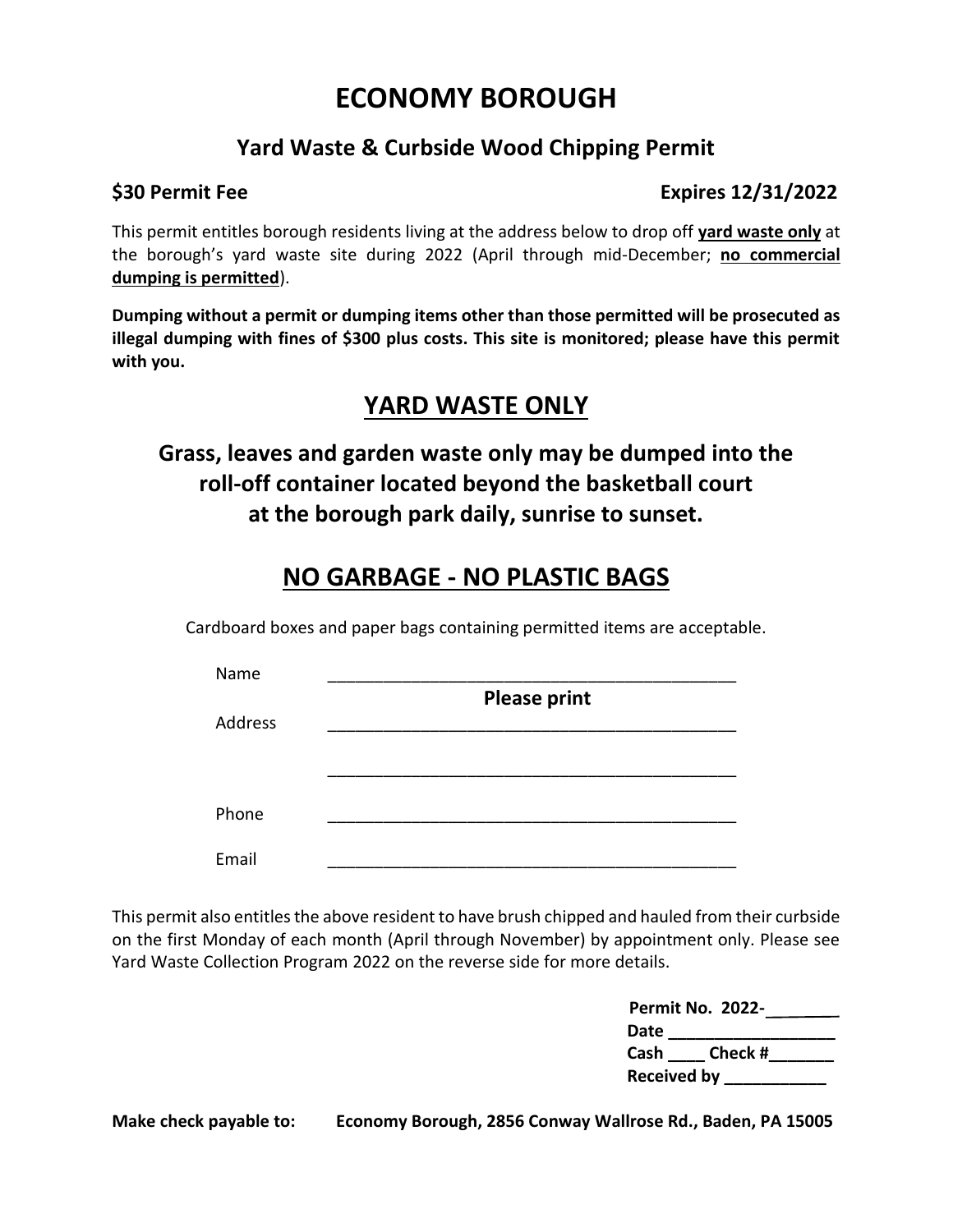# ECONOMY BOROUGH

## Yard Waste & Curbside Wood Chipping Permit

**$30 Permit Fee** **Expires 12/31/2022**

This permit entitles borough residents living at the address below to drop off **yard waste only** at the borough's yard waste site during 2022 (April through mid-December; **no commercial dumping is permitted**).

**Dumping without a permit or dumping items other than those permitted will be prosecuted as illegal dumping with fines of $300 plus costs. This site is monitored; please have this permit with you.**

## YARD WASTE ONLY

### Grass, leaves and garden waste only may be dumped into the roll-off container located beyond the basketball court at the borough park daily, sunrise to sunset.

## NO GARBAGE - NO PLASTIC BAGS

Cardboard boxes and paper bags containing permitted items are acceptable.

Name ____________________________________________

**Please print**

Address ____________________________________________

____________________________________________

Phone ____________________________________________

Email ____________________________________________

This permit also entitles the above resident to have brush chipped and hauled from their curbside on the first Monday of each month (April through November) by appointment only. Please see Yard Waste Collection Program 2022 on the reverse side for more details.

**Permit No. 2022-________**
**Date __________________**
**Cash ____ Check #_______**
**Received by ___________**

**Make check payable to:** **Economy Borough, 2856 Conway Wallrose Rd., Baden, PA 15005**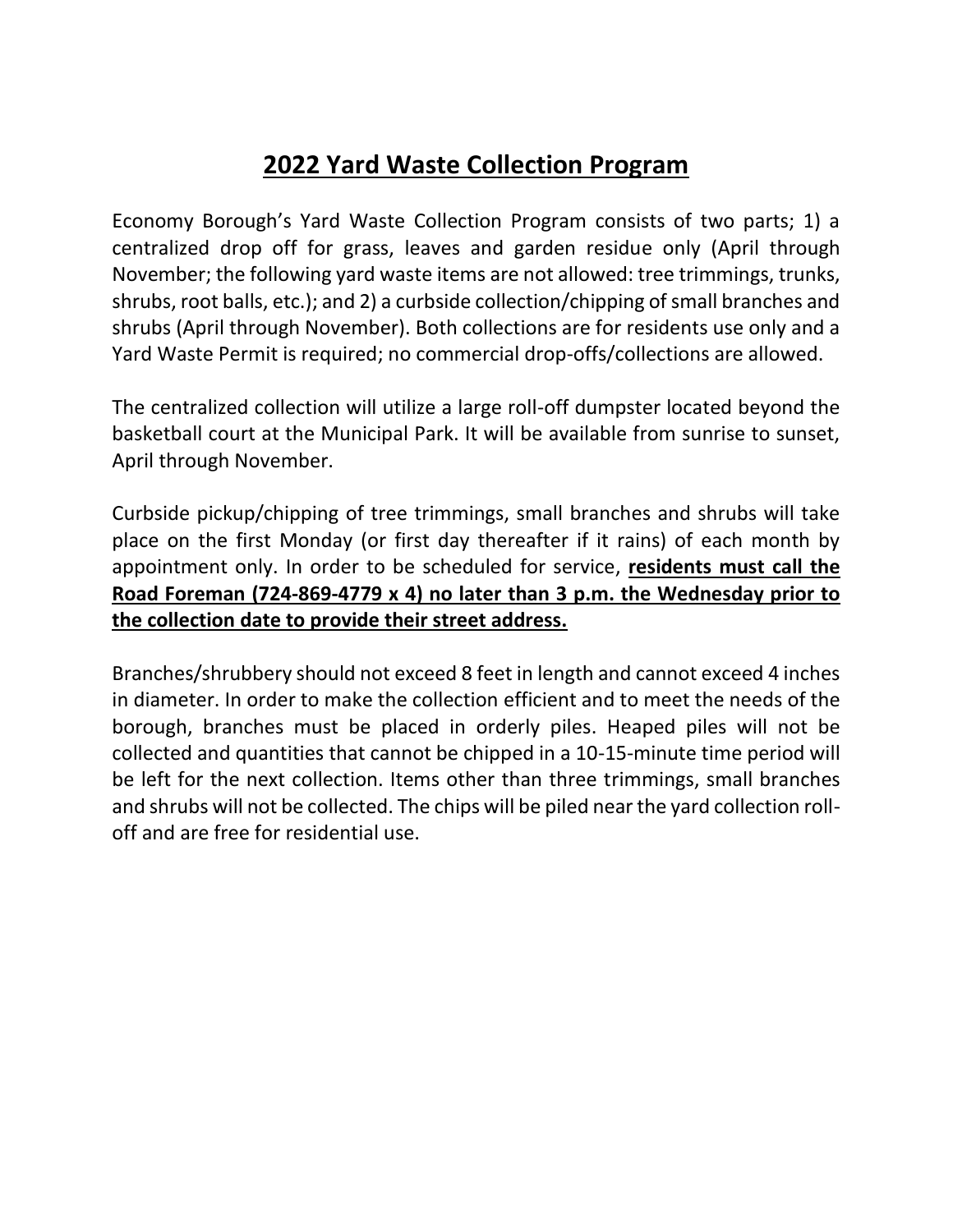## 2022 Yard Waste Collection Program

Economy Borough's Yard Waste Collection Program consists of two parts; 1) a centralized drop off for grass, leaves and garden residue only (April through November; the following yard waste items are not allowed: tree trimmings, trunks, shrubs, root balls, etc.); and 2) a curbside collection/chipping of small branches and shrubs (April through November). Both collections are for residents use only and a Yard Waste Permit is required; no commercial drop-offs/collections are allowed.

The centralized collection will utilize a large roll-off dumpster located beyond the basketball court at the Municipal Park. It will be available from sunrise to sunset, April through November.

Curbside pickup/chipping of tree trimmings, small branches and shrubs will take place on the first Monday (or first day thereafter if it rains) of each month by appointment only. In order to be scheduled for service, **residents must call the Road Foreman (724-869-4779 x 4) no later than 3 p.m. the Wednesday prior to the collection date to provide their street address.**

Branches/shrubbery should not exceed 8 feet in length and cannot exceed 4 inches in diameter. In order to make the collection efficient and to meet the needs of the borough, branches must be placed in orderly piles. Heaped piles will not be collected and quantities that cannot be chipped in a 10-15-minute time period will be left for the next collection. Items other than three trimmings, small branches and shrubs will not be collected. The chips will be piled near the yard collection roll-off and are free for residential use.